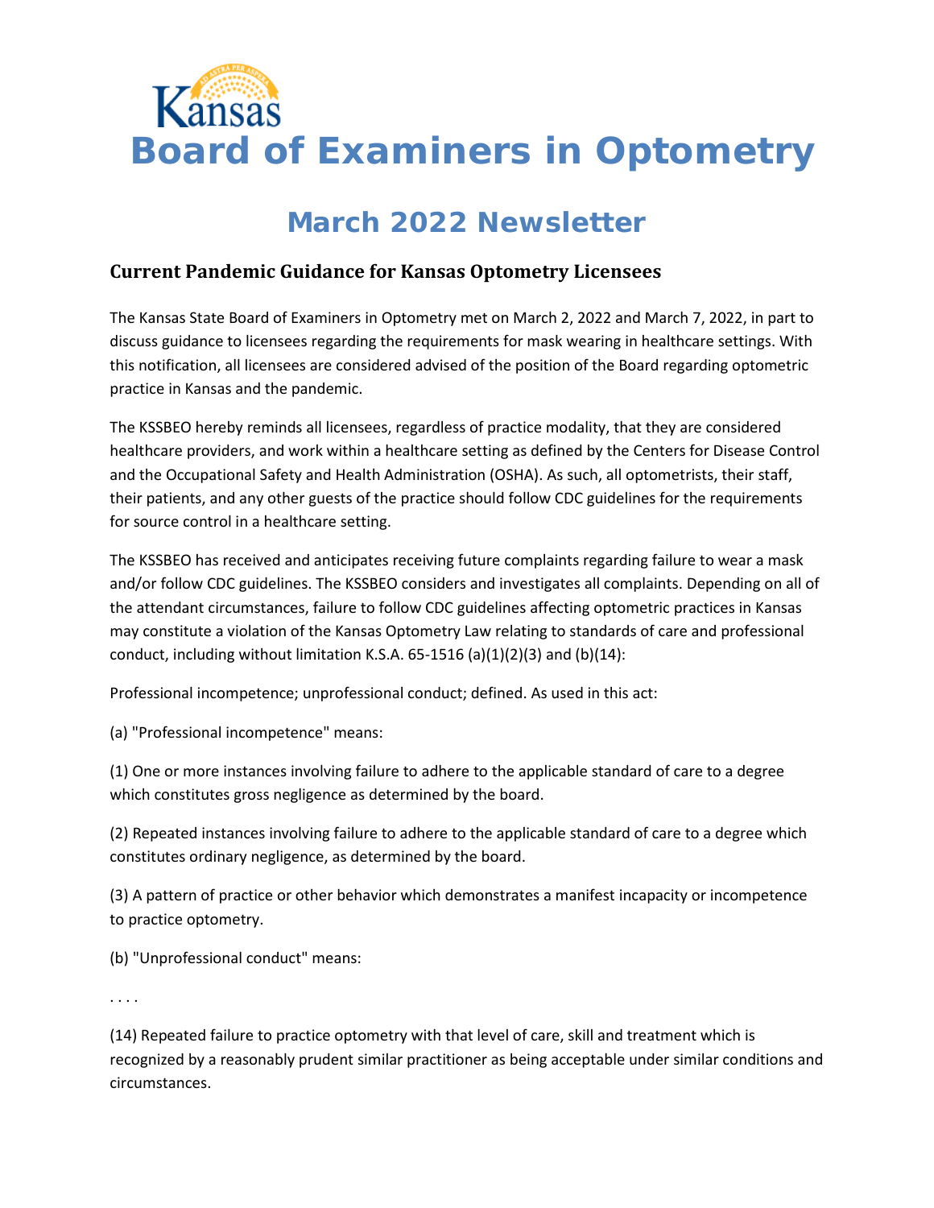# Kansas Board of Examiners in Optometry

## March 2022 Newsletter

### Current Pandemic Guidance for Kansas Optometry Licensees

The Kansas State Board of Examiners in Optometry met on March 2, 2022 and March 7, 2022, in part to discuss guidance to licensees regarding the requirements for mask wearing in healthcare settings. With this notification, all licensees are considered advised of the position of the Board regarding optometric practice in Kansas and the pandemic.

The KSSBEO hereby reminds all licensees, regardless of practice modality, that they are considered healthcare providers, and work within a healthcare setting as defined by the Centers for Disease Control and the Occupational Safety and Health Administration (OSHA). As such, all optometrists, their staff, their patients, and any other guests of the practice should follow CDC guidelines for the requirements for source control in a healthcare setting.

The KSSBEO has received and anticipates receiving future complaints regarding failure to wear a mask and/or follow CDC guidelines. The KSSBEO considers and investigates all complaints. Depending on all of the attendant circumstances, failure to follow CDC guidelines affecting optometric practices in Kansas may constitute a violation of the Kansas Optometry Law relating to standards of care and professional conduct, including without limitation K.S.A. 65-1516 (a)(1)(2)(3) and (b)(14):

Professional incompetence; unprofessional conduct; defined. As used in this act:

(a) "Professional incompetence" means:

(1) One or more instances involving failure to adhere to the applicable standard of care to a degree which constitutes gross negligence as determined by the board.

(2) Repeated instances involving failure to adhere to the applicable standard of care to a degree which constitutes ordinary negligence, as determined by the board.

(3) A pattern of practice or other behavior which demonstrates a manifest incapacity or incompetence to practice optometry.

(b) "Unprofessional conduct" means:

. . . .

(14) Repeated failure to practice optometry with that level of care, skill and treatment which is recognized by a reasonably prudent similar practitioner as being acceptable under similar conditions and circumstances.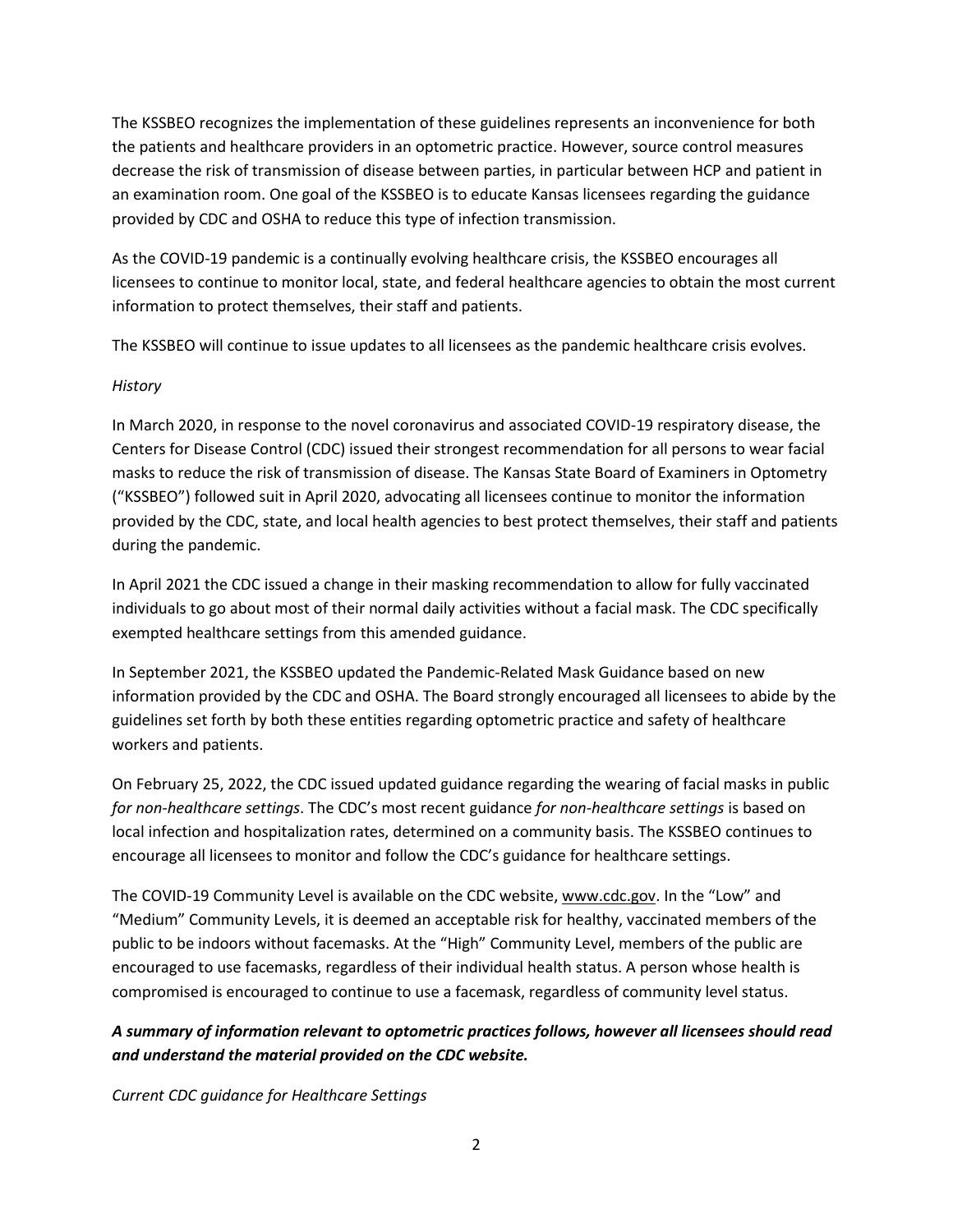The KSSBEO recognizes the implementation of these guidelines represents an inconvenience for both the patients and healthcare providers in an optometric practice. However, source control measures decrease the risk of transmission of disease between parties, in particular between HCP and patient in an examination room. One goal of the KSSBEO is to educate Kansas licensees regarding the guidance provided by CDC and OSHA to reduce this type of infection transmission.

As the COVID-19 pandemic is a continually evolving healthcare crisis, the KSSBEO encourages all licensees to continue to monitor local, state, and federal healthcare agencies to obtain the most current information to protect themselves, their staff and patients.

The KSSBEO will continue to issue updates to all licensees as the pandemic healthcare crisis evolves.

*History*

In March 2020, in response to the novel coronavirus and associated COVID-19 respiratory disease, the Centers for Disease Control (CDC) issued their strongest recommendation for all persons to wear facial masks to reduce the risk of transmission of disease. The Kansas State Board of Examiners in Optometry ("KSSBEO") followed suit in April 2020, advocating all licensees continue to monitor the information provided by the CDC, state, and local health agencies to best protect themselves, their staff and patients during the pandemic.

In April 2021 the CDC issued a change in their masking recommendation to allow for fully vaccinated individuals to go about most of their normal daily activities without a facial mask. The CDC specifically exempted healthcare settings from this amended guidance.

In September 2021, the KSSBEO updated the Pandemic-Related Mask Guidance based on new information provided by the CDC and OSHA. The Board strongly encouraged all licensees to abide by the guidelines set forth by both these entities regarding optometric practice and safety of healthcare workers and patients.

On February 25, 2022, the CDC issued updated guidance regarding the wearing of facial masks in public *for non-healthcare settings*. The CDC's most recent guidance *for non-healthcare settings* is based on local infection and hospitalization rates, determined on a community basis. The KSSBEO continues to encourage all licensees to monitor and follow the CDC's guidance for healthcare settings.

The COVID-19 Community Level is available on the CDC website, www.cdc.gov. In the "Low" and "Medium" Community Levels, it is deemed an acceptable risk for healthy, vaccinated members of the public to be indoors without facemasks. At the "High" Community Level, members of the public are encouraged to use facemasks, regardless of their individual health status. A person whose health is compromised is encouraged to continue to use a facemask, regardless of community level status.

***A summary of information relevant to optometric practices follows, however all licensees should read and understand the material provided on the CDC website.***

*Current CDC guidance for Healthcare Settings*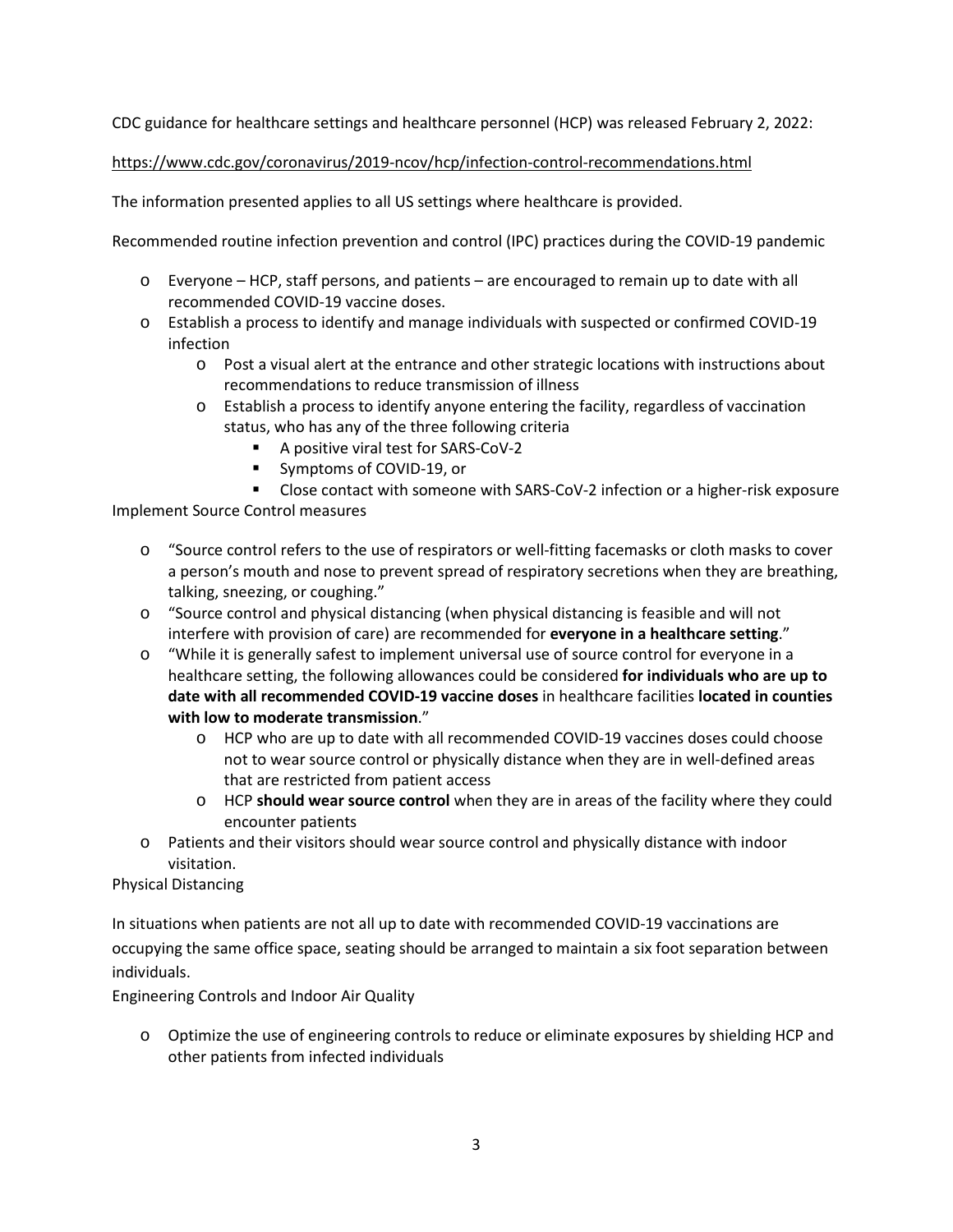CDC guidance for healthcare settings and healthcare personnel (HCP) was released February 2, 2022:

https://www.cdc.gov/coronavirus/2019-ncov/hcp/infection-control-recommendations.html

The information presented applies to all US settings where healthcare is provided.

Recommended routine infection prevention and control (IPC) practices during the COVID-19 pandemic

- Everyone – HCP, staff persons, and patients – are encouraged to remain up to date with all recommended COVID-19 vaccine doses.
- Establish a process to identify and manage individuals with suspected or confirmed COVID-19 infection
  - Post a visual alert at the entrance and other strategic locations with instructions about recommendations to reduce transmission of illness
  - Establish a process to identify anyone entering the facility, regardless of vaccination status, who has any of the three following criteria
    - A positive viral test for SARS-CoV-2
    - Symptoms of COVID-19, or
    - Close contact with someone with SARS-CoV-2 infection or a higher-risk exposure

Implement Source Control measures

- "Source control refers to the use of respirators or well-fitting facemasks or cloth masks to cover a person's mouth and nose to prevent spread of respiratory secretions when they are breathing, talking, sneezing, or coughing."
- "Source control and physical distancing (when physical distancing is feasible and will not interfere with provision of care) are recommended for **everyone in a healthcare setting**."
- "While it is generally safest to implement universal use of source control for everyone in a healthcare setting, the following allowances could be considered **for individuals who are up to date with all recommended COVID-19 vaccine doses** in healthcare facilities **located in counties with low to moderate transmission**."
  - HCP who are up to date with all recommended COVID-19 vaccines doses could choose not to wear source control or physically distance when they are in well-defined areas that are restricted from patient access
  - HCP **should wear source control** when they are in areas of the facility where they could encounter patients
- Patients and their visitors should wear source control and physically distance with indoor visitation.

Physical Distancing

In situations when patients are not all up to date with recommended COVID-19 vaccinations are occupying the same office space, seating should be arranged to maintain a six foot separation between individuals.

Engineering Controls and Indoor Air Quality

- Optimize the use of engineering controls to reduce or eliminate exposures by shielding HCP and other patients from infected individuals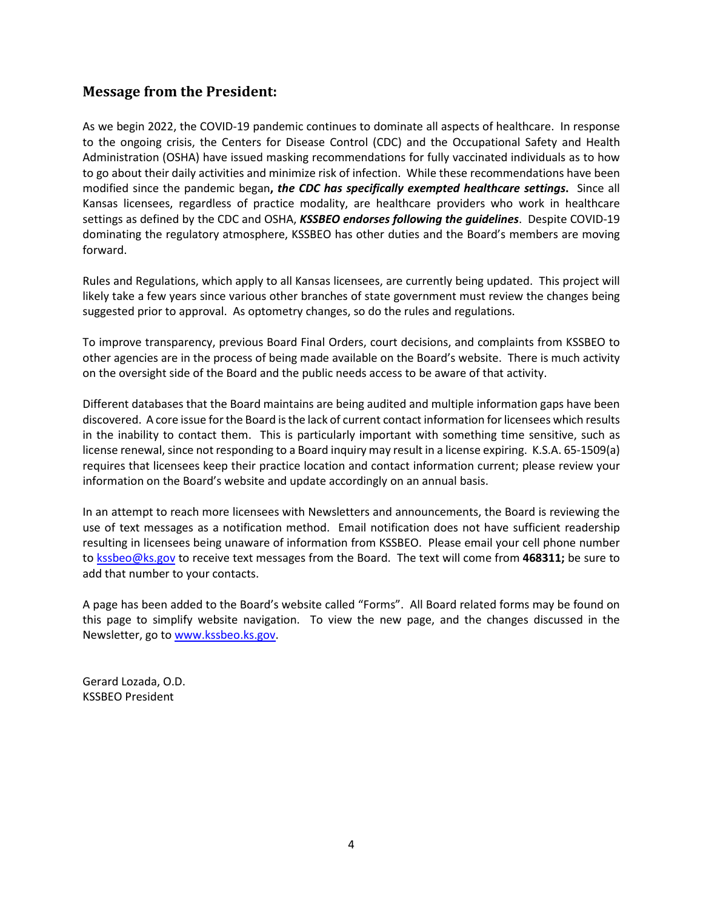## Message from the President:

As we begin 2022, the COVID-19 pandemic continues to dominate all aspects of healthcare. In response to the ongoing crisis, the Centers for Disease Control (CDC) and the Occupational Safety and Health Administration (OSHA) have issued masking recommendations for fully vaccinated individuals as to how to go about their daily activities and minimize risk of infection. While these recommendations have been modified since the pandemic began***, the CDC has specifically exempted healthcare settings*****.** Since all Kansas licensees, regardless of practice modality, are healthcare providers who work in healthcare settings as defined by the CDC and OSHA, ***KSSBEO endorses following the guidelines***. Despite COVID-19 dominating the regulatory atmosphere, KSSBEO has other duties and the Board's members are moving forward.

Rules and Regulations, which apply to all Kansas licensees, are currently being updated. This project will likely take a few years since various other branches of state government must review the changes being suggested prior to approval. As optometry changes, so do the rules and regulations.

To improve transparency, previous Board Final Orders, court decisions, and complaints from KSSBEO to other agencies are in the process of being made available on the Board's website. There is much activity on the oversight side of the Board and the public needs access to be aware of that activity.

Different databases that the Board maintains are being audited and multiple information gaps have been discovered. A core issue for the Board is the lack of current contact information for licensees which results in the inability to contact them. This is particularly important with something time sensitive, such as license renewal, since not responding to a Board inquiry may result in a license expiring. K.S.A. 65-1509(a) requires that licensees keep their practice location and contact information current; please review your information on the Board's website and update accordingly on an annual basis.

In an attempt to reach more licensees with Newsletters and announcements, the Board is reviewing the use of text messages as a notification method. Email notification does not have sufficient readership resulting in licensees being unaware of information from KSSBEO. Please email your cell phone number to [kssbeo@ks.gov](mailto:kssbeo@ks.gov) to receive text messages from the Board. The text will come from **468311;** be sure to add that number to your contacts.

A page has been added to the Board's website called "Forms". All Board related forms may be found on this page to simplify website navigation. To view the new page, and the changes discussed in the Newsletter, go to [www.kssbeo.ks.gov](http://www.kssbeo.ks.gov).

Gerard Lozada, O.D.
KSSBEO President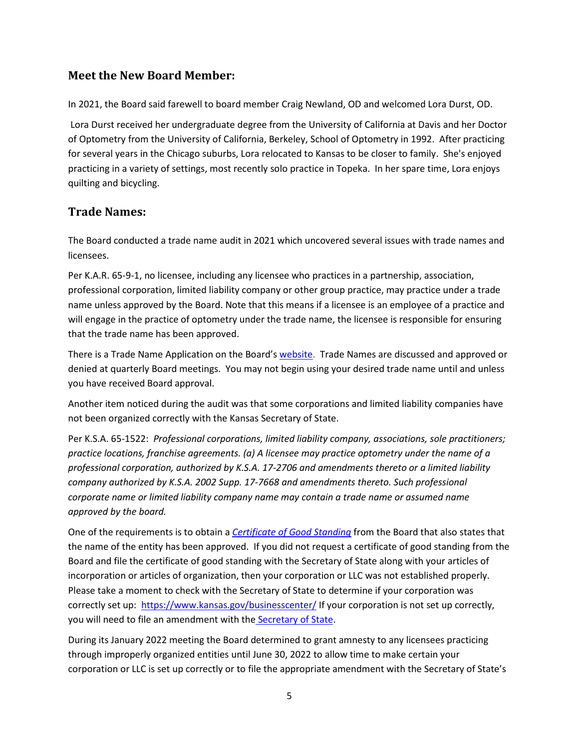## Meet the New Board Member:

In 2021, the Board said farewell to board member Craig Newland, OD and welcomed Lora Durst, OD.

Lora Durst received her undergraduate degree from the University of California at Davis and her Doctor of Optometry from the University of California, Berkeley, School of Optometry in 1992. After practicing for several years in the Chicago suburbs, Lora relocated to Kansas to be closer to family. She's enjoyed practicing in a variety of settings, most recently solo practice in Topeka. In her spare time, Lora enjoys quilting and bicycling.

## Trade Names:

The Board conducted a trade name audit in 2021 which uncovered several issues with trade names and licensees.

Per K.A.R. 65-9-1, no licensee, including any licensee who practices in a partnership, association, professional corporation, limited liability company or other group practice, may practice under a trade name unless approved by the Board. Note that this means if a licensee is an employee of a practice and will engage in the practice of optometry under the trade name, the licensee is responsible for ensuring that the trade name has been approved.

There is a Trade Name Application on the Board's website. Trade Names are discussed and approved or denied at quarterly Board meetings. You may not begin using your desired trade name until and unless you have received Board approval.

Another item noticed during the audit was that some corporations and limited liability companies have not been organized correctly with the Kansas Secretary of State.

Per K.S.A. 65-1522: *Professional corporations, limited liability company, associations, sole practitioners; practice locations, franchise agreements. (a) A licensee may practice optometry under the name of a professional corporation, authorized by K.S.A. 17-2706 and amendments thereto or a limited liability company authorized by K.S.A. 2002 Supp. 17-7668 and amendments thereto. Such professional corporate name or limited liability company name may contain a trade name or assumed name approved by the board.*

One of the requirements is to obtain a *Certificate of Good Standing* from the Board that also states that the name of the entity has been approved. If you did not request a certificate of good standing from the Board and file the certificate of good standing with the Secretary of State along with your articles of incorporation or articles of organization, then your corporation or LLC was not established properly. Please take a moment to check with the Secretary of State to determine if your corporation was correctly set up: https://www.kansas.gov/businesscenter/ If your corporation is not set up correctly, you will need to file an amendment with the Secretary of State.

During its January 2022 meeting the Board determined to grant amnesty to any licensees practicing through improperly organized entities until June 30, 2022 to allow time to make certain your corporation or LLC is set up correctly or to file the appropriate amendment with the Secretary of State's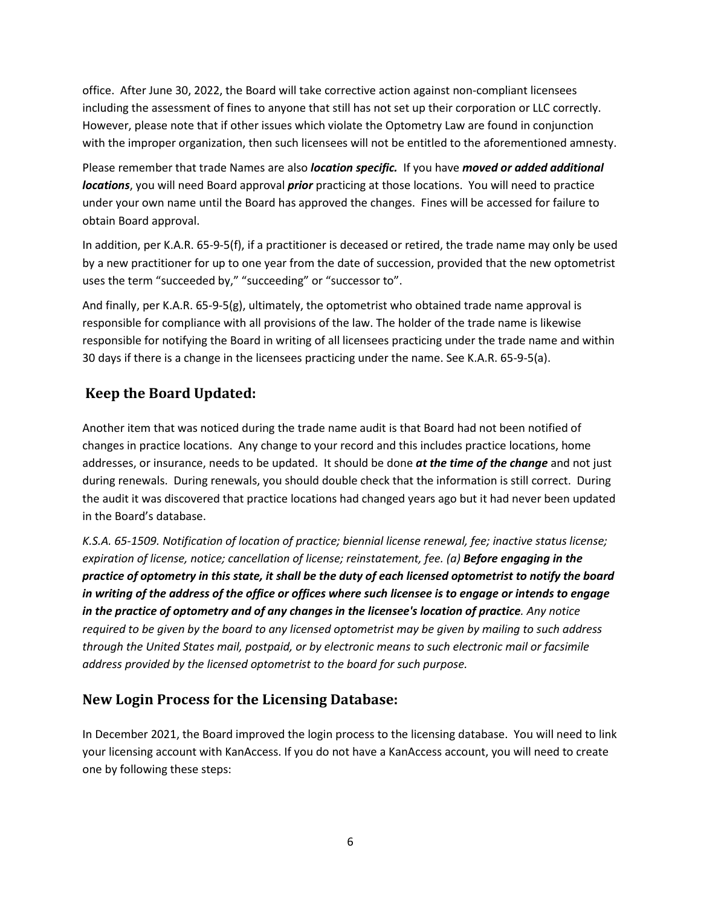office. After June 30, 2022, the Board will take corrective action against non-compliant licensees including the assessment of fines to anyone that still has not set up their corporation or LLC correctly. However, please note that if other issues which violate the Optometry Law are found in conjunction with the improper organization, then such licensees will not be entitled to the aforementioned amnesty.

Please remember that trade Names are also ***location specific.*** If you have ***moved or added additional locations***, you will need Board approval ***prior*** practicing at those locations. You will need to practice under your own name until the Board has approved the changes. Fines will be accessed for failure to obtain Board approval.

In addition, per K.A.R. 65-9-5(f), if a practitioner is deceased or retired, the trade name may only be used by a new practitioner for up to one year from the date of succession, provided that the new optometrist uses the term "succeeded by," "succeeding" or "successor to".

And finally, per K.A.R. 65-9-5(g), ultimately, the optometrist who obtained trade name approval is responsible for compliance with all provisions of the law. The holder of the trade name is likewise responsible for notifying the Board in writing of all licensees practicing under the trade name and within 30 days if there is a change in the licensees practicing under the name. See K.A.R. 65-9-5(a).

## Keep the Board Updated:

Another item that was noticed during the trade name audit is that Board had not been notified of changes in practice locations. Any change to your record and this includes practice locations, home addresses, or insurance, needs to be updated. It should be done ***at the time of the change*** and not just during renewals. During renewals, you should double check that the information is still correct. During the audit it was discovered that practice locations had changed years ago but it had never been updated in the Board's database.

*K.S.A. 65-1509. Notification of location of practice; biennial license renewal, fee; inactive status license; expiration of license, notice; cancellation of license; reinstatement, fee. (a)* ***Before engaging in the practice of optometry in this state, it shall be the duty of each licensed optometrist to notify the board in writing of the address of the office or offices where such licensee is to engage or intends to engage in the practice of optometry and of any changes in the licensee's location of practice****. Any notice required to be given by the board to any licensed optometrist may be given by mailing to such address through the United States mail, postpaid, or by electronic means to such electronic mail or facsimile address provided by the licensed optometrist to the board for such purpose.*

## New Login Process for the Licensing Database:

In December 2021, the Board improved the login process to the licensing database. You will need to link your licensing account with KanAccess. If you do not have a KanAccess account, you will need to create one by following these steps: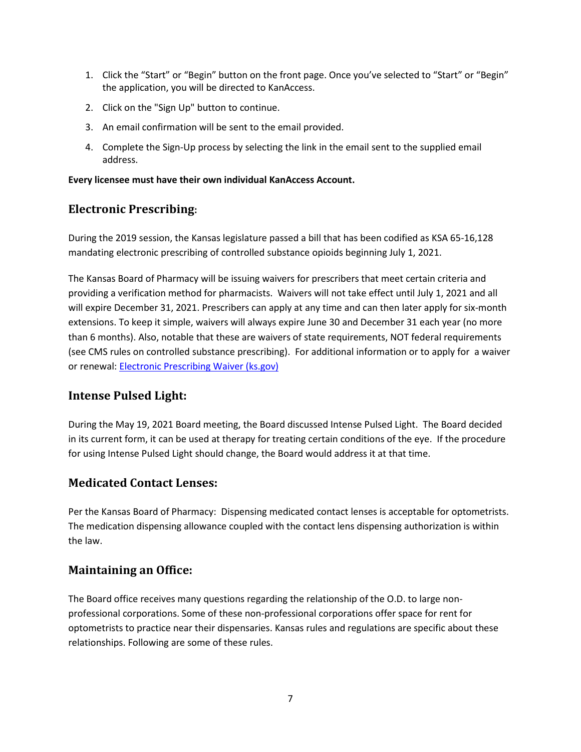1. Click the “Start” or “Begin” button on the front page. Once you’ve selected to “Start” or “Begin” the application, you will be directed to KanAccess.
2. Click on the "Sign Up" button to continue.
3. An email confirmation will be sent to the email provided.
4. Complete the Sign-Up process by selecting the link in the email sent to the supplied email address.

**Every licensee must have their own individual KanAccess Account.**

## Electronic Prescribing:

During the 2019 session, the Kansas legislature passed a bill that has been codified as KSA 65-16,128 mandating electronic prescribing of controlled substance opioids beginning July 1, 2021.

The Kansas Board of Pharmacy will be issuing waivers for prescribers that meet certain criteria and providing a verification method for pharmacists. Waivers will not take effect until July 1, 2021 and all will expire December 31, 2021. Prescribers can apply at any time and can then later apply for six-month extensions. To keep it simple, waivers will always expire June 30 and December 31 each year (no more than 6 months). Also, notable that these are waivers of state requirements, NOT federal requirements (see CMS rules on controlled substance prescribing). For additional information or to apply for a waiver or renewal: Electronic Prescribing Waiver (ks.gov)

## Intense Pulsed Light:

During the May 19, 2021 Board meeting, the Board discussed Intense Pulsed Light. The Board decided in its current form, it can be used at therapy for treating certain conditions of the eye. If the procedure for using Intense Pulsed Light should change, the Board would address it at that time.

## Medicated Contact Lenses:

Per the Kansas Board of Pharmacy: Dispensing medicated contact lenses is acceptable for optometrists. The medication dispensing allowance coupled with the contact lens dispensing authorization is within the law.

## Maintaining an Office:

The Board office receives many questions regarding the relationship of the O.D. to large non-professional corporations. Some of these non-professional corporations offer space for rent for optometrists to practice near their dispensaries. Kansas rules and regulations are specific about these relationships. Following are some of these rules.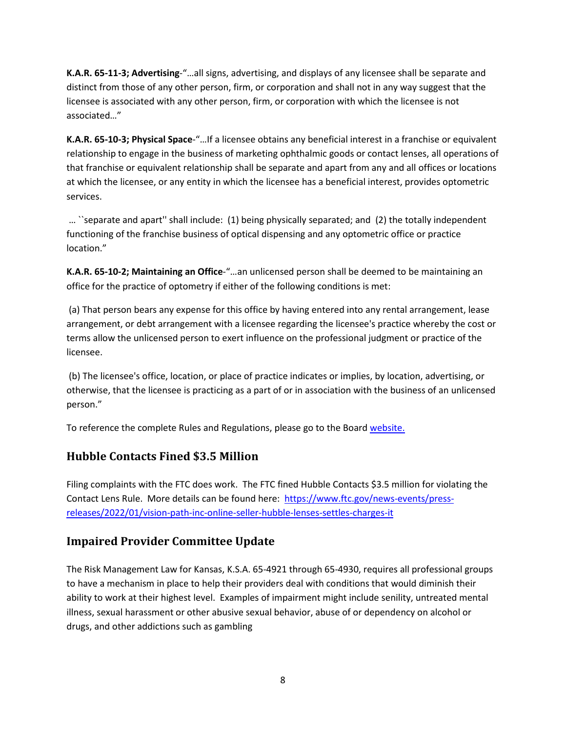**K.A.R. 65-11-3; Advertising**-"…all signs, advertising, and displays of any licensee shall be separate and distinct from those of any other person, firm, or corporation and shall not in any way suggest that the licensee is associated with any other person, firm, or corporation with which the licensee is not associated…"

**K.A.R. 65-10-3; Physical Space**-"…If a licensee obtains any beneficial interest in a franchise or equivalent relationship to engage in the business of marketing ophthalmic goods or contact lenses, all operations of that franchise or equivalent relationship shall be separate and apart from any and all offices or locations at which the licensee, or any entity in which the licensee has a beneficial interest, provides optometric services.

… ``separate and apart'' shall include: (1) being physically separated; and (2) the totally independent functioning of the franchise business of optical dispensing and any optometric office or practice location."

**K.A.R. 65-10-2; Maintaining an Office**-"…an unlicensed person shall be deemed to be maintaining an office for the practice of optometry if either of the following conditions is met:

(a) That person bears any expense for this office by having entered into any rental arrangement, lease arrangement, or debt arrangement with a licensee regarding the licensee's practice whereby the cost or terms allow the unlicensed person to exert influence on the professional judgment or practice of the licensee.

(b) The licensee's office, location, or place of practice indicates or implies, by location, advertising, or otherwise, that the licensee is practicing as a part of or in association with the business of an unlicensed person."

To reference the complete Rules and Regulations, please go to the Board website.

## Hubble Contacts Fined $3.5 Million

Filing complaints with the FTC does work. The FTC fined Hubble Contacts $3.5 million for violating the Contact Lens Rule. More details can be found here: https://www.ftc.gov/news-events/press-releases/2022/01/vision-path-inc-online-seller-hubble-lenses-settles-charges-it

## Impaired Provider Committee Update

The Risk Management Law for Kansas, K.S.A. 65-4921 through 65-4930, requires all professional groups to have a mechanism in place to help their providers deal with conditions that would diminish their ability to work at their highest level. Examples of impairment might include senility, untreated mental illness, sexual harassment or other abusive sexual behavior, abuse of or dependency on alcohol or drugs, and other addictions such as gambling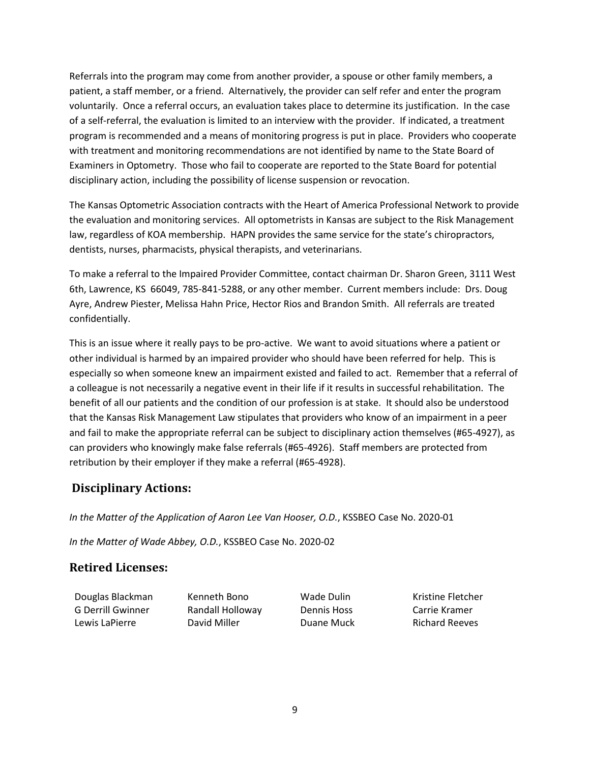Referrals into the program may come from another provider, a spouse or other family members, a patient, a staff member, or a friend. Alternatively, the provider can self refer and enter the program voluntarily. Once a referral occurs, an evaluation takes place to determine its justification. In the case of a self-referral, the evaluation is limited to an interview with the provider. If indicated, a treatment program is recommended and a means of monitoring progress is put in place. Providers who cooperate with treatment and monitoring recommendations are not identified by name to the State Board of Examiners in Optometry. Those who fail to cooperate are reported to the State Board for potential disciplinary action, including the possibility of license suspension or revocation.

The Kansas Optometric Association contracts with the Heart of America Professional Network to provide the evaluation and monitoring services. All optometrists in Kansas are subject to the Risk Management law, regardless of KOA membership. HAPN provides the same service for the state's chiropractors, dentists, nurses, pharmacists, physical therapists, and veterinarians.

To make a referral to the Impaired Provider Committee, contact chairman Dr. Sharon Green, 3111 West 6th, Lawrence, KS 66049, 785-841-5288, or any other member. Current members include: Drs. Doug Ayre, Andrew Piester, Melissa Hahn Price, Hector Rios and Brandon Smith. All referrals are treated confidentially.

This is an issue where it really pays to be pro-active. We want to avoid situations where a patient or other individual is harmed by an impaired provider who should have been referred for help. This is especially so when someone knew an impairment existed and failed to act. Remember that a referral of a colleague is not necessarily a negative event in their life if it results in successful rehabilitation. The benefit of all our patients and the condition of our profession is at stake. It should also be understood that the Kansas Risk Management Law stipulates that providers who know of an impairment in a peer and fail to make the appropriate referral can be subject to disciplinary action themselves (#65-4927), as can providers who knowingly make false referrals (#65-4926). Staff members are protected from retribution by their employer if they make a referral (#65-4928).

## Disciplinary Actions:

*In the Matter of the Application of Aaron Lee Van Hooser, O.D.*, KSSBEO Case No. 2020-01

*In the Matter of Wade Abbey, O.D.*, KSSBEO Case No. 2020-02

## Retired Licenses:

| | | | |
|---|---|---|---|
| Douglas Blackman | Kenneth Bono | Wade Dulin | Kristine Fletcher |
| G Derrill Gwinner | Randall Holloway | Dennis Hoss | Carrie Kramer |
| Lewis LaPierre | David Miller | Duane Muck | Richard Reeves |